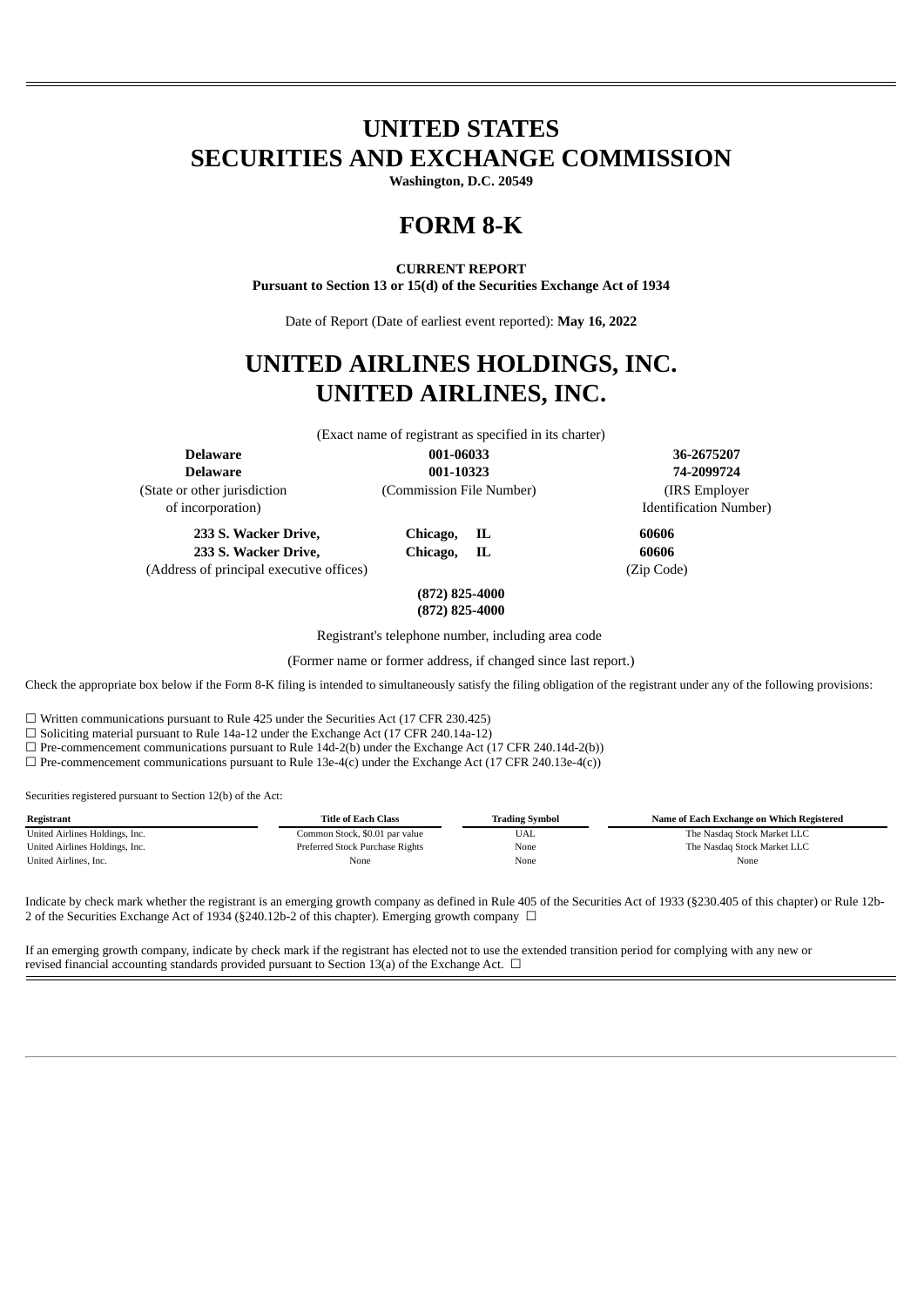# UNITED STATES
# SECURITIES AND EXCHANGE COMMISSION

**Washington, D.C. 20549**

# FORM 8-K

**CURRENT REPORT**
**Pursuant to Section 13 or 15(d) of the Securities Exchange Act of 1934**

Date of Report (Date of earliest event reported): **May 16, 2022**

# UNITED AIRLINES HOLDINGS, INC.
# UNITED AIRLINES, INC.

(Exact name of registrant as specified in its charter)

| **Delaware** | **001-06033** | **36-2675207** |
|---|---|---|
| **Delaware** | **001-10323** | **74-2099724** |
| (State or other jurisdiction of incorporation) | (Commission File Number) | (IRS Employer Identification Number) |

| | | |
|---|---|---|
| **233 S. Wacker Drive, Chicago, IL** | | **60606** |
| **233 S. Wacker Drive, Chicago, IL** | | **60606** |
| (Address of principal executive offices) | | (Zip Code) |

**(872) 825-4000**
**(872) 825-4000**

Registrant's telephone number, including area code

(Former name or former address, if changed since last report.)

Check the appropriate box below if the Form 8-K filing is intended to simultaneously satisfy the filing obligation of the registrant under any of the following provisions:

☐ Written communications pursuant to Rule 425 under the Securities Act (17 CFR 230.425)
☐ Soliciting material pursuant to Rule 14a-12 under the Exchange Act (17 CFR 240.14a-12)
☐ Pre-commencement communications pursuant to Rule 14d-2(b) under the Exchange Act (17 CFR 240.14d-2(b))
☐ Pre-commencement communications pursuant to Rule 13e-4(c) under the Exchange Act (17 CFR 240.13e-4(c))

Securities registered pursuant to Section 12(b) of the Act:

| Registrant | Title of Each Class | Trading Symbol | Name of Each Exchange on Which Registered |
|---|---|---|---|
| United Airlines Holdings, Inc. | Common Stock, $0.01 par value | UAL | The Nasdaq Stock Market LLC |
| United Airlines Holdings, Inc. | Preferred Stock Purchase Rights | None | The Nasdaq Stock Market LLC |
| United Airlines, Inc. | None | None | None |

Indicate by check mark whether the registrant is an emerging growth company as defined in Rule 405 of the Securities Act of 1933 (§230.405 of this chapter) or Rule 12b-2 of the Securities Exchange Act of 1934 (§240.12b-2 of this chapter). Emerging growth company ☐

If an emerging growth company, indicate by check mark if the registrant has elected not to use the extended transition period for complying with any new or revised financial accounting standards provided pursuant to Section 13(a) of the Exchange Act. ☐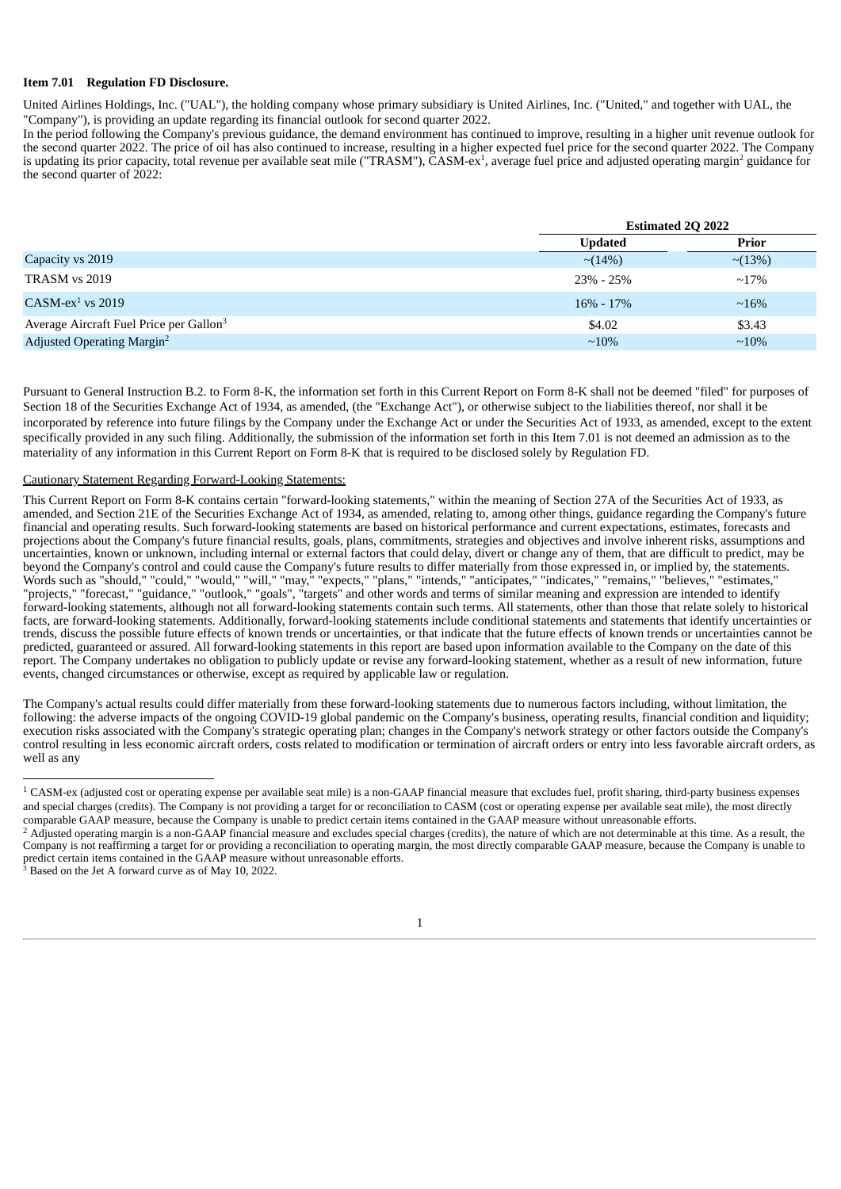**Item 7.01 Regulation FD Disclosure.**

United Airlines Holdings, Inc. ("UAL"), the holding company whose primary subsidiary is United Airlines, Inc. ("United," and together with UAL, the "Company"), is providing an update regarding its financial outlook for second quarter 2022.

In the period following the Company's previous guidance, the demand environment has continued to improve, resulting in a higher unit revenue outlook for the second quarter 2022. The price of oil has also continued to increase, resulting in a higher expected fuel price for the second quarter 2022. The Company is updating its prior capacity, total revenue per available seat mile ("TRASM"), CASM-ex[1], average fuel price and adjusted operating margin[2] guidance for the second quarter of 2022:

| | Estimated 2Q 2022 | |
|---|---|---|
| | **Updated** | **Prior** |
| Capacity vs 2019 | ~(14%) | ~(13%) |
| TRASM vs 2019 | 23% - 25% | ~17% |
| CASM-ex[1] vs 2019 | 16% - 17% | ~16% |
| Average Aircraft Fuel Price per Gallon[3] | $4.02 | $3.43 |
| Adjusted Operating Margin[2] | ~10% | ~10% |

Pursuant to General Instruction B.2. to Form 8-K, the information set forth in this Current Report on Form 8-K shall not be deemed "filed" for purposes of Section 18 of the Securities Exchange Act of 1934, as amended, (the "Exchange Act"), or otherwise subject to the liabilities thereof, nor shall it be incorporated by reference into future filings by the Company under the Exchange Act or under the Securities Act of 1933, as amended, except to the extent specifically provided in any such filing. Additionally, the submission of the information set forth in this Item 7.01 is not deemed an admission as to the materiality of any information in this Current Report on Form 8-K that is required to be disclosed solely by Regulation FD.

Cautionary Statement Regarding Forward-Looking Statements:

This Current Report on Form 8-K contains certain "forward-looking statements," within the meaning of Section 27A of the Securities Act of 1933, as amended, and Section 21E of the Securities Exchange Act of 1934, as amended, relating to, among other things, guidance regarding the Company's future financial and operating results. Such forward-looking statements are based on historical performance and current expectations, estimates, forecasts and projections about the Company's future financial results, goals, plans, commitments, strategies and objectives and involve inherent risks, assumptions and uncertainties, known or unknown, including internal or external factors that could delay, divert or change any of them, that are difficult to predict, may be beyond the Company's control and could cause the Company's future results to differ materially from those expressed in, or implied by, the statements. Words such as "should," "could," "would," "will," "may," "expects," "plans," "intends," "anticipates," "indicates," "remains," "believes," "estimates," "projects," "forecast," "guidance," "outlook," "goals", "targets" and other words and terms of similar meaning and expression are intended to identify forward-looking statements, although not all forward-looking statements contain such terms. All statements, other than those that relate solely to historical facts, are forward-looking statements. Additionally, forward-looking statements include conditional statements and statements that identify uncertainties or trends, discuss the possible future effects of known trends or uncertainties, or that indicate that the future effects of known trends or uncertainties cannot be predicted, guaranteed or assured. All forward-looking statements in this report are based upon information available to the Company on the date of this report. The Company undertakes no obligation to publicly update or revise any forward-looking statement, whether as a result of new information, future events, changed circumstances or otherwise, except as required by applicable law or regulation.

The Company's actual results could differ materially from these forward-looking statements due to numerous factors including, without limitation, the following: the adverse impacts of the ongoing COVID-19 global pandemic on the Company's business, operating results, financial condition and liquidity; execution risks associated with the Company's strategic operating plan; changes in the Company's network strategy or other factors outside the Company's control resulting in less economic aircraft orders, costs related to modification or termination of aircraft orders or entry into less favorable aircraft orders, as well as any

---

[1] CASM-ex (adjusted cost or operating expense per available seat mile) is a non-GAAP financial measure that excludes fuel, profit sharing, third-party business expenses and special charges (credits). The Company is not providing a target for or reconciliation to CASM (cost or operating expense per available seat mile), the most directly comparable GAAP measure, because the Company is unable to predict certain items contained in the GAAP measure without unreasonable efforts.

[2] Adjusted operating margin is a non-GAAP financial measure and excludes special charges (credits), the nature of which are not determinable at this time. As a result, the Company is not reaffirming a target for or providing a reconciliation to operating margin, the most directly comparable GAAP measure, because the Company is unable to predict certain items contained in the GAAP measure without unreasonable efforts.

[3] Based on the Jet A forward curve as of May 10, 2022.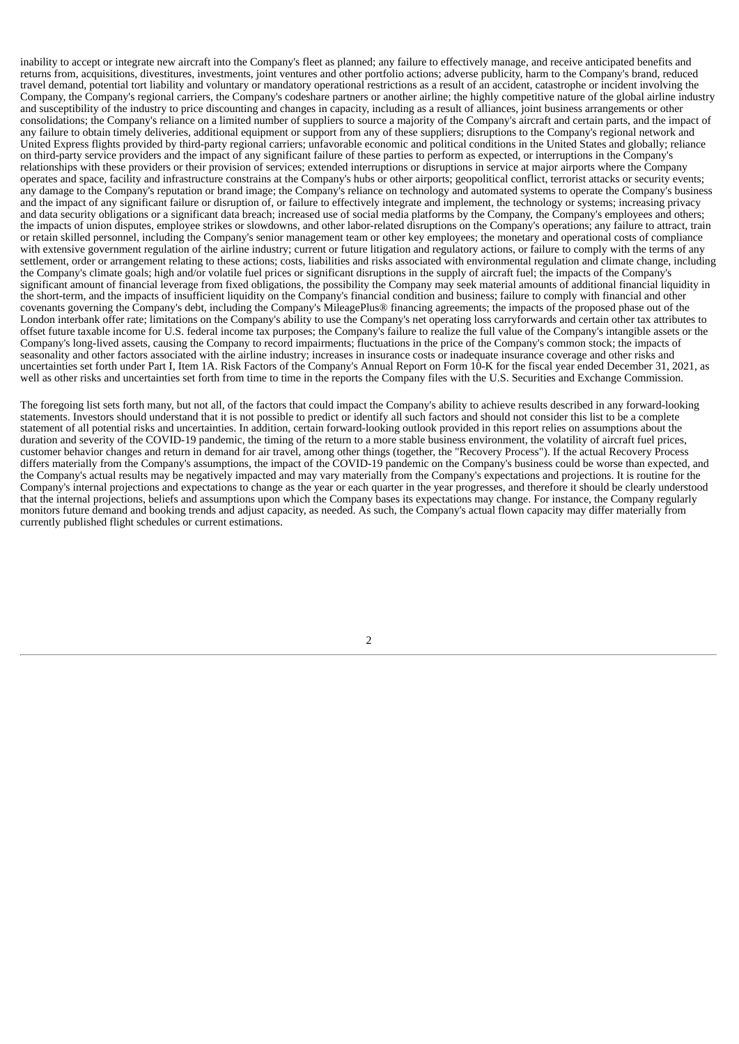inability to accept or integrate new aircraft into the Company's fleet as planned; any failure to effectively manage, and receive anticipated benefits and returns from, acquisitions, divestitures, investments, joint ventures and other portfolio actions; adverse publicity, harm to the Company's brand, reduced travel demand, potential tort liability and voluntary or mandatory operational restrictions as a result of an accident, catastrophe or incident involving the Company, the Company's regional carriers, the Company's codeshare partners or another airline; the highly competitive nature of the global airline industry and susceptibility of the industry to price discounting and changes in capacity, including as a result of alliances, joint business arrangements or other consolidations; the Company's reliance on a limited number of suppliers to source a majority of the Company's aircraft and certain parts, and the impact of any failure to obtain timely deliveries, additional equipment or support from any of these suppliers; disruptions to the Company's regional network and United Express flights provided by third-party regional carriers; unfavorable economic and political conditions in the United States and globally; reliance on third-party service providers and the impact of any significant failure of these parties to perform as expected, or interruptions in the Company's relationships with these providers or their provision of services; extended interruptions or disruptions in service at major airports where the Company operates and space, facility and infrastructure constrains at the Company's hubs or other airports; geopolitical conflict, terrorist attacks or security events; any damage to the Company's reputation or brand image; the Company's reliance on technology and automated systems to operate the Company's business and the impact of any significant failure or disruption of, or failure to effectively integrate and implement, the technology or systems; increasing privacy and data security obligations or a significant data breach; increased use of social media platforms by the Company, the Company's employees and others; the impacts of union disputes, employee strikes or slowdowns, and other labor-related disruptions on the Company's operations; any failure to attract, train or retain skilled personnel, including the Company's senior management team or other key employees; the monetary and operational costs of compliance with extensive government regulation of the airline industry; current or future litigation and regulatory actions, or failure to comply with the terms of any settlement, order or arrangement relating to these actions; costs, liabilities and risks associated with environmental regulation and climate change, including the Company's climate goals; high and/or volatile fuel prices or significant disruptions in the supply of aircraft fuel; the impacts of the Company's significant amount of financial leverage from fixed obligations, the possibility the Company may seek material amounts of additional financial liquidity in the short-term, and the impacts of insufficient liquidity on the Company's financial condition and business; failure to comply with financial and other covenants governing the Company's debt, including the Company's MileagePlus® financing agreements; the impacts of the proposed phase out of the London interbank offer rate; limitations on the Company's ability to use the Company's net operating loss carryforwards and certain other tax attributes to offset future taxable income for U.S. federal income tax purposes; the Company's failure to realize the full value of the Company's intangible assets or the Company's long-lived assets, causing the Company to record impairments; fluctuations in the price of the Company's common stock; the impacts of seasonality and other factors associated with the airline industry; increases in insurance costs or inadequate insurance coverage and other risks and uncertainties set forth under Part I, Item 1A. Risk Factors of the Company's Annual Report on Form 10-K for the fiscal year ended December 31, 2021, as well as other risks and uncertainties set forth from time to time in the reports the Company files with the U.S. Securities and Exchange Commission.

The foregoing list sets forth many, but not all, of the factors that could impact the Company's ability to achieve results described in any forward-looking statements. Investors should understand that it is not possible to predict or identify all such factors and should not consider this list to be a complete statement of all potential risks and uncertainties. In addition, certain forward-looking outlook provided in this report relies on assumptions about the duration and severity of the COVID-19 pandemic, the timing of the return to a more stable business environment, the volatility of aircraft fuel prices, customer behavior changes and return in demand for air travel, among other things (together, the "Recovery Process"). If the actual Recovery Process differs materially from the Company's assumptions, the impact of the COVID-19 pandemic on the Company's business could be worse than expected, and the Company's actual results may be negatively impacted and may vary materially from the Company's expectations and projections. It is routine for the Company's internal projections and expectations to change as the year or each quarter in the year progresses, and therefore it should be clearly understood that the internal projections, beliefs and assumptions upon which the Company bases its expectations may change. For instance, the Company regularly monitors future demand and booking trends and adjust capacity, as needed. As such, the Company's actual flown capacity may differ materially from currently published flight schedules or current estimations.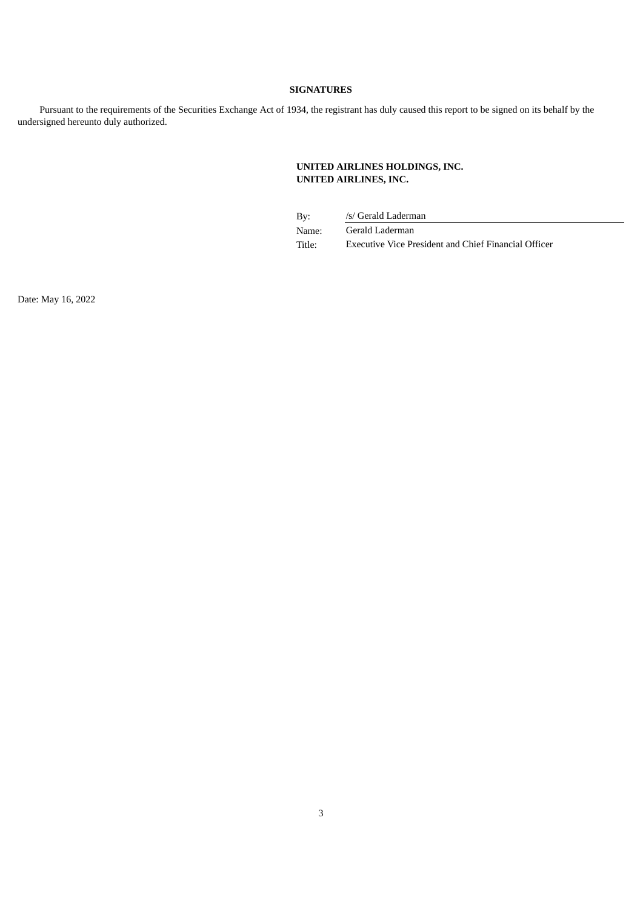**SIGNATURES**

Pursuant to the requirements of the Securities Exchange Act of 1934, the registrant has duly caused this report to be signed on its behalf by the undersigned hereunto duly authorized.

**UNITED AIRLINES HOLDINGS, INC.**
**UNITED AIRLINES, INC.**

| | |
|---|---|
| By: | /s/ Gerald Laderman |
| Name: | Gerald Laderman |
| Title: | Executive Vice President and Chief Financial Officer |

Date: May 16, 2022